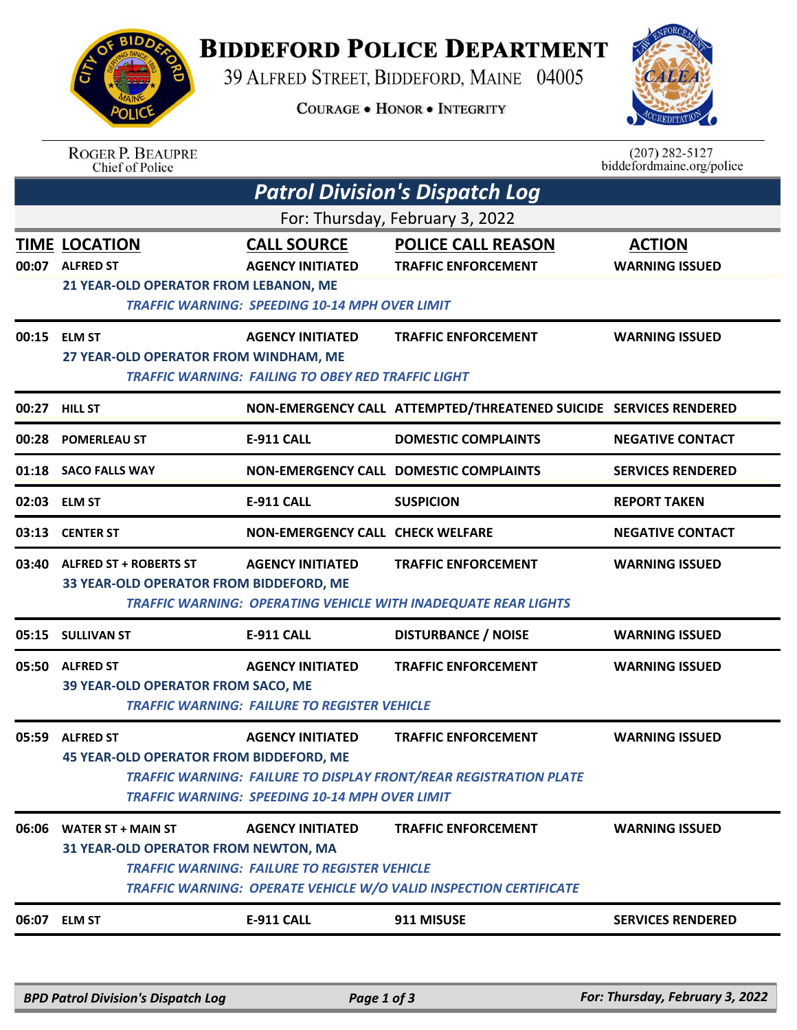# Biddeford Police Department

39 Alfred Street, Biddeford, Maine 04005

Courage • Honor • Integrity

Roger P. Beaupre
Chief of Police

(207) 282-5127
biddefordmaine.org/police

## *Patrol Division's Dispatch Log*

For: Thursday, February 3, 2022

| TIME | LOCATION | CALL SOURCE | POLICE CALL REASON | ACTION |
|---|---|---|---|---|
| 00:07 | ALFRED ST | AGENCY INITIATED | TRAFFIC ENFORCEMENT | WARNING ISSUED |
| | 21 YEAR-OLD OPERATOR FROM LEBANON, ME | | | |
| | *TRAFFIC WARNING: SPEEDING 10-14 MPH OVER LIMIT* | | | |
| 00:15 | ELM ST | AGENCY INITIATED | TRAFFIC ENFORCEMENT | WARNING ISSUED |
| | 27 YEAR-OLD OPERATOR FROM WINDHAM, ME | | | |
| | *TRAFFIC WARNING: FAILING TO OBEY RED TRAFFIC LIGHT* | | | |
| 00:27 | HILL ST | NON-EMERGENCY CALL | ATTEMPTED/THREATENED SUICIDE | SERVICES RENDERED |
| 00:28 | POMERLEAU ST | E-911 CALL | DOMESTIC COMPLAINTS | NEGATIVE CONTACT |
| 01:18 | SACO FALLS WAY | NON-EMERGENCY CALL | DOMESTIC COMPLAINTS | SERVICES RENDERED |
| 02:03 | ELM ST | E-911 CALL | SUSPICION | REPORT TAKEN |
| 03:13 | CENTER ST | NON-EMERGENCY CALL | CHECK WELFARE | NEGATIVE CONTACT |
| 03:40 | ALFRED ST + ROBERTS ST | AGENCY INITIATED | TRAFFIC ENFORCEMENT | WARNING ISSUED |
| | 33 YEAR-OLD OPERATOR FROM BIDDEFORD, ME | | | |
| | *TRAFFIC WARNING: OPERATING VEHICLE WITH INADEQUATE REAR LIGHTS* | | | |
| 05:15 | SULLIVAN ST | E-911 CALL | DISTURBANCE / NOISE | WARNING ISSUED |
| 05:50 | ALFRED ST | AGENCY INITIATED | TRAFFIC ENFORCEMENT | WARNING ISSUED |
| | 39 YEAR-OLD OPERATOR FROM SACO, ME | | | |
| | *TRAFFIC WARNING: FAILURE TO REGISTER VEHICLE* | | | |
| 05:59 | ALFRED ST | AGENCY INITIATED | TRAFFIC ENFORCEMENT | WARNING ISSUED |
| | 45 YEAR-OLD OPERATOR FROM BIDDEFORD, ME | | | |
| | *TRAFFIC WARNING: FAILURE TO DISPLAY FRONT/REAR REGISTRATION PLATE* | | | |
| | *TRAFFIC WARNING: SPEEDING 10-14 MPH OVER LIMIT* | | | |
| 06:06 | WATER ST + MAIN ST | AGENCY INITIATED | TRAFFIC ENFORCEMENT | WARNING ISSUED |
| | 31 YEAR-OLD OPERATOR FROM NEWTON, MA | | | |
| | *TRAFFIC WARNING: FAILURE TO REGISTER VEHICLE* | | | |
| | *TRAFFIC WARNING: OPERATE VEHICLE W/O VALID INSPECTION CERTIFICATE* | | | |
| 06:07 | ELM ST | E-911 CALL | 911 MISUSE | SERVICES RENDERED |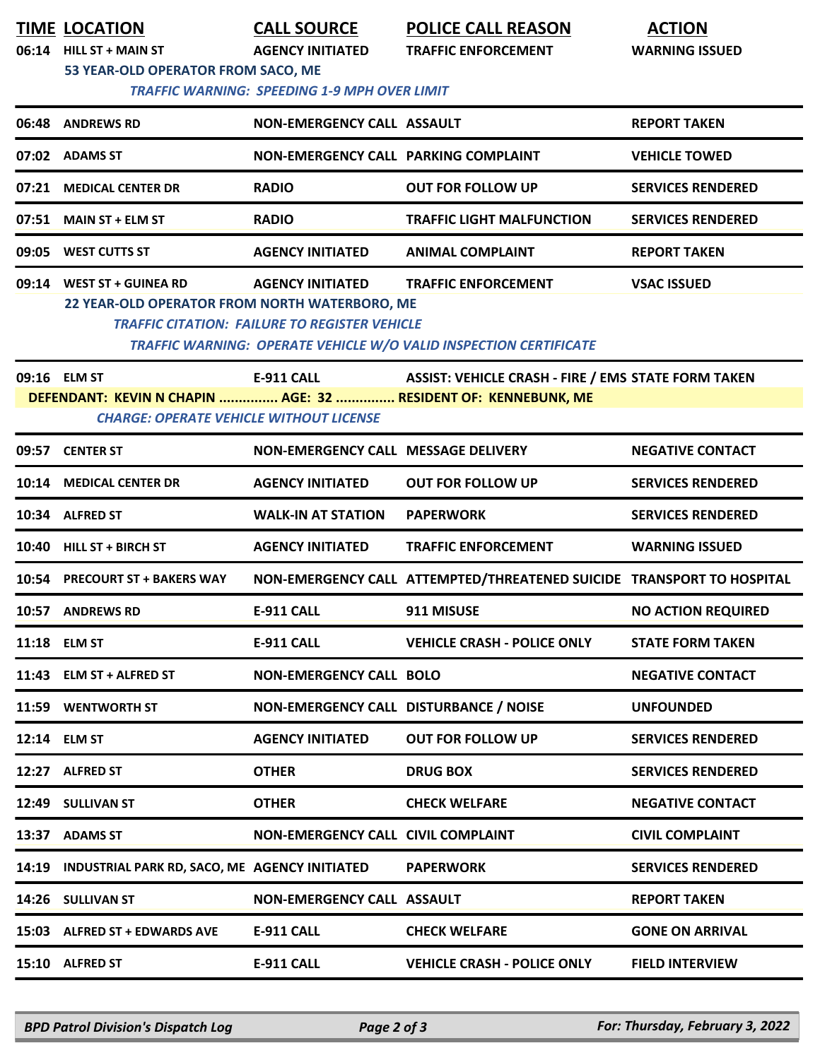| TIME | LOCATION | CALL SOURCE | POLICE CALL REASON | ACTION |
|---|---|---|---|---|
| 06:14 | HILL ST + MAIN ST | AGENCY INITIATED | TRAFFIC ENFORCEMENT | WARNING ISSUED |
| | 53 YEAR-OLD OPERATOR FROM SACO, ME<br>*TRAFFIC WARNING: SPEEDING 1-9 MPH OVER LIMIT* | | | |
| 06:48 | ANDREWS RD | NON-EMERGENCY CALL | ASSAULT | REPORT TAKEN |
| 07:02 | ADAMS ST | NON-EMERGENCY CALL | PARKING COMPLAINT | VEHICLE TOWED |
| 07:21 | MEDICAL CENTER DR | RADIO | OUT FOR FOLLOW UP | SERVICES RENDERED |
| 07:51 | MAIN ST + ELM ST | RADIO | TRAFFIC LIGHT MALFUNCTION | SERVICES RENDERED |
| 09:05 | WEST CUTTS ST | AGENCY INITIATED | ANIMAL COMPLAINT | REPORT TAKEN |
| 09:14 | WEST ST + GUINEA RD | AGENCY INITIATED | TRAFFIC ENFORCEMENT | VSAC ISSUED |
| | 22 YEAR-OLD OPERATOR FROM NORTH WATERBORO, ME<br>*TRAFFIC CITATION: FAILURE TO REGISTER VEHICLE*<br>*TRAFFIC WARNING: OPERATE VEHICLE W/O VALID INSPECTION CERTIFICATE* | | | |
| 09:16 | ELM ST | E-911 CALL | ASSIST: VEHICLE CRASH - FIRE / EMS | STATE FORM TAKEN |
| | DEFENDANT: KEVIN N CHAPIN ............... AGE: 32 ............... RESIDENT OF: KENNEBUNK, ME<br>*CHARGE: OPERATE VEHICLE WITHOUT LICENSE* | | | |
| 09:57 | CENTER ST | NON-EMERGENCY CALL | MESSAGE DELIVERY | NEGATIVE CONTACT |
| 10:14 | MEDICAL CENTER DR | AGENCY INITIATED | OUT FOR FOLLOW UP | SERVICES RENDERED |
| 10:34 | ALFRED ST | WALK-IN AT STATION | PAPERWORK | SERVICES RENDERED |
| 10:40 | HILL ST + BIRCH ST | AGENCY INITIATED | TRAFFIC ENFORCEMENT | WARNING ISSUED |
| 10:54 | PRECOURT ST + BAKERS WAY | NON-EMERGENCY CALL | ATTEMPTED/THREATENED SUICIDE | TRANSPORT TO HOSPITAL |
| 10:57 | ANDREWS RD | E-911 CALL | 911 MISUSE | NO ACTION REQUIRED |
| 11:18 | ELM ST | E-911 CALL | VEHICLE CRASH - POLICE ONLY | STATE FORM TAKEN |
| 11:43 | ELM ST + ALFRED ST | NON-EMERGENCY CALL | BOLO | NEGATIVE CONTACT |
| 11:59 | WENTWORTH ST | NON-EMERGENCY CALL | DISTURBANCE / NOISE | UNFOUNDED |
| 12:14 | ELM ST | AGENCY INITIATED | OUT FOR FOLLOW UP | SERVICES RENDERED |
| 12:27 | ALFRED ST | OTHER | DRUG BOX | SERVICES RENDERED |
| 12:49 | SULLIVAN ST | OTHER | CHECK WELFARE | NEGATIVE CONTACT |
| 13:37 | ADAMS ST | NON-EMERGENCY CALL | CIVIL COMPLAINT | CIVIL COMPLAINT |
| 14:19 | INDUSTRIAL PARK RD, SACO, ME | AGENCY INITIATED | PAPERWORK | SERVICES RENDERED |
| 14:26 | SULLIVAN ST | NON-EMERGENCY CALL | ASSAULT | REPORT TAKEN |
| 15:03 | ALFRED ST + EDWARDS AVE | E-911 CALL | CHECK WELFARE | GONE ON ARRIVAL |
| 15:10 | ALFRED ST | E-911 CALL | VEHICLE CRASH - POLICE ONLY | FIELD INTERVIEW |

*BPD Patrol Division's Dispatch Log* — *For: Thursday, February 3, 2022*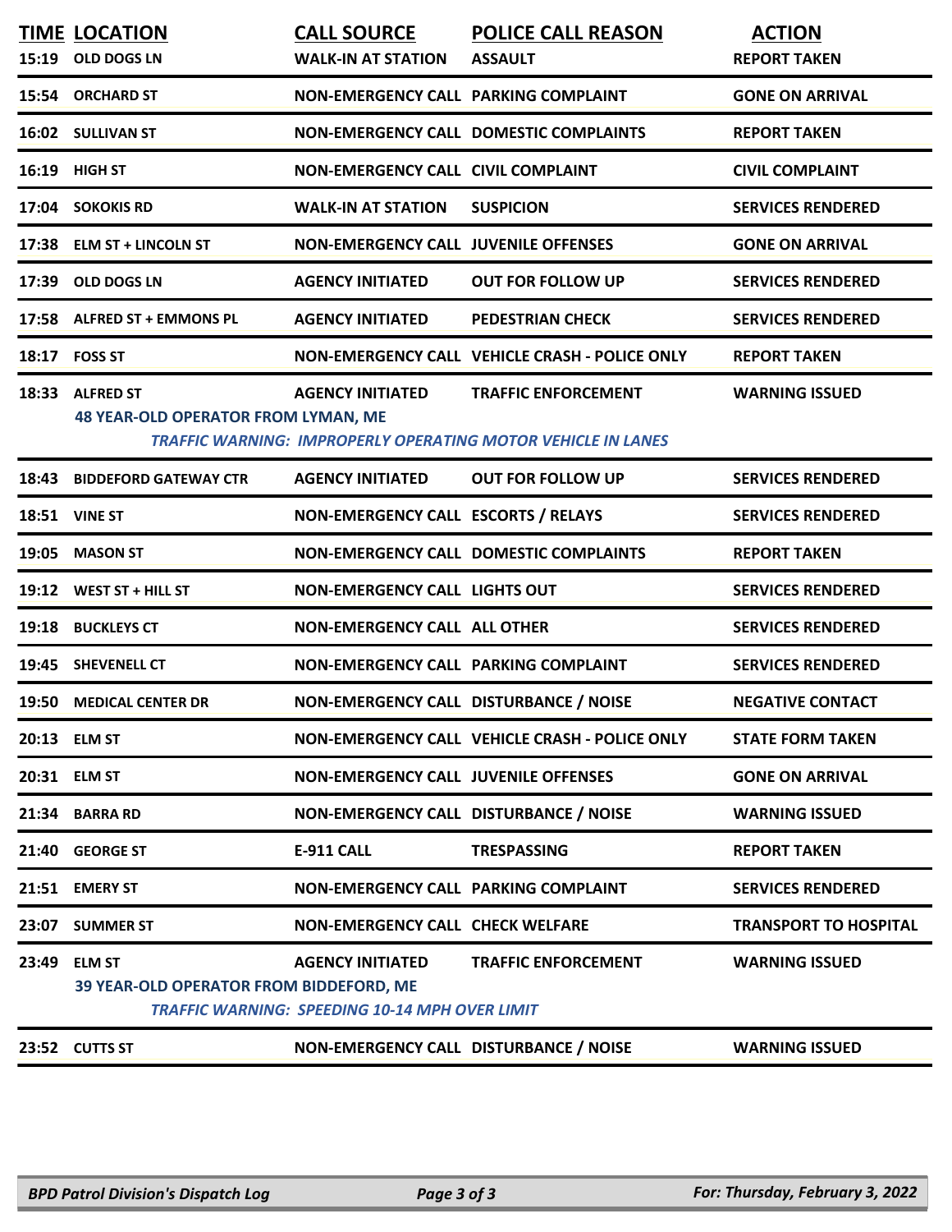| TIME | LOCATION | CALL SOURCE | POLICE CALL REASON | ACTION |
|---|---|---|---|---|
| 15:19 | OLD DOGS LN | WALK-IN AT STATION | ASSAULT | REPORT TAKEN |
| 15:54 | ORCHARD ST | NON-EMERGENCY CALL | PARKING COMPLAINT | GONE ON ARRIVAL |
| 16:02 | SULLIVAN ST | NON-EMERGENCY CALL | DOMESTIC COMPLAINTS | REPORT TAKEN |
| 16:19 | HIGH ST | NON-EMERGENCY CALL | CIVIL COMPLAINT | CIVIL COMPLAINT |
| 17:04 | SOKOKIS RD | WALK-IN AT STATION | SUSPICION | SERVICES RENDERED |
| 17:38 | ELM ST + LINCOLN ST | NON-EMERGENCY CALL | JUVENILE OFFENSES | GONE ON ARRIVAL |
| 17:39 | OLD DOGS LN | AGENCY INITIATED | OUT FOR FOLLOW UP | SERVICES RENDERED |
| 17:58 | ALFRED ST + EMMONS PL | AGENCY INITIATED | PEDESTRIAN CHECK | SERVICES RENDERED |
| 18:17 | FOSS ST | NON-EMERGENCY CALL | VEHICLE CRASH - POLICE ONLY | REPORT TAKEN |
| 18:33 | ALFRED ST<br>48 YEAR-OLD OPERATOR FROM LYMAN, ME<br>*TRAFFIC WARNING: IMPROPERLY OPERATING MOTOR VEHICLE IN LANES* | AGENCY INITIATED | TRAFFIC ENFORCEMENT | WARNING ISSUED |
| 18:43 | BIDDEFORD GATEWAY CTR | AGENCY INITIATED | OUT FOR FOLLOW UP | SERVICES RENDERED |
| 18:51 | VINE ST | NON-EMERGENCY CALL | ESCORTS / RELAYS | SERVICES RENDERED |
| 19:05 | MASON ST | NON-EMERGENCY CALL | DOMESTIC COMPLAINTS | REPORT TAKEN |
| 19:12 | WEST ST + HILL ST | NON-EMERGENCY CALL | LIGHTS OUT | SERVICES RENDERED |
| 19:18 | BUCKLEYS CT | NON-EMERGENCY CALL | ALL OTHER | SERVICES RENDERED |
| 19:45 | SHEVENELL CT | NON-EMERGENCY CALL | PARKING COMPLAINT | SERVICES RENDERED |
| 19:50 | MEDICAL CENTER DR | NON-EMERGENCY CALL | DISTURBANCE / NOISE | NEGATIVE CONTACT |
| 20:13 | ELM ST | NON-EMERGENCY CALL | VEHICLE CRASH - POLICE ONLY | STATE FORM TAKEN |
| 20:31 | ELM ST | NON-EMERGENCY CALL | JUVENILE OFFENSES | GONE ON ARRIVAL |
| 21:34 | BARRA RD | NON-EMERGENCY CALL | DISTURBANCE / NOISE | WARNING ISSUED |
| 21:40 | GEORGE ST | E-911 CALL | TRESPASSING | REPORT TAKEN |
| 21:51 | EMERY ST | NON-EMERGENCY CALL | PARKING COMPLAINT | SERVICES RENDERED |
| 23:07 | SUMMER ST | NON-EMERGENCY CALL | CHECK WELFARE | TRANSPORT TO HOSPITAL |
| 23:49 | ELM ST<br>39 YEAR-OLD OPERATOR FROM BIDDEFORD, ME<br>*TRAFFIC WARNING: SPEEDING 10-14 MPH OVER LIMIT* | AGENCY INITIATED | TRAFFIC ENFORCEMENT | WARNING ISSUED |
| 23:52 | CUTTS ST | NON-EMERGENCY CALL | DISTURBANCE / NOISE | WARNING ISSUED |